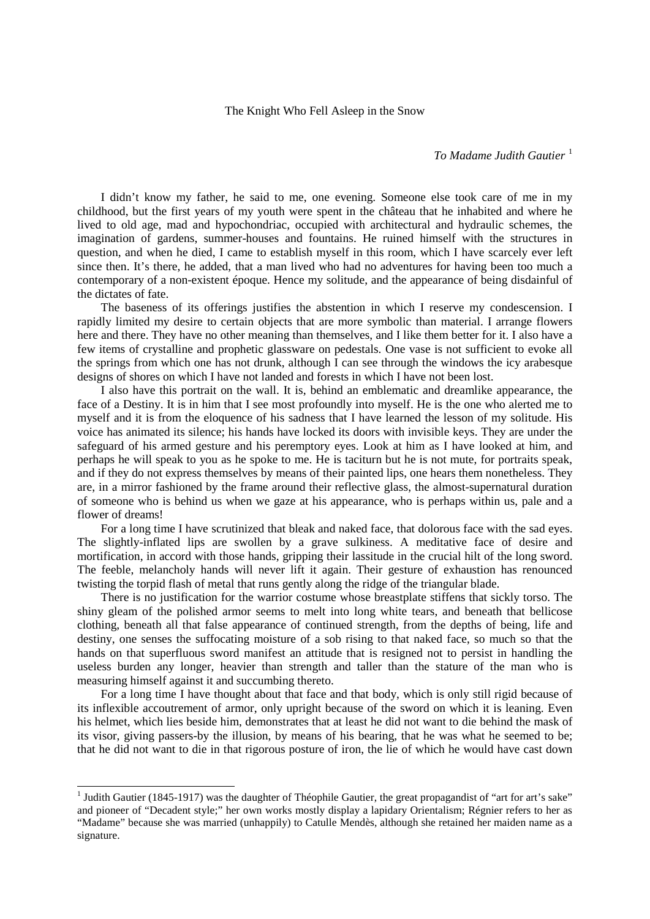# The Knight Who Fell Asleep in the Snow

*To Madame Judith Gautier* [1]

I didn't know my father, he said to me, one evening. Someone else took care of me in my childhood, but the first years of my youth were spent in the château that he inhabited and where he lived to old age, mad and hypochondriac, occupied with architectural and hydraulic schemes, the imagination of gardens, summer-houses and fountains. He ruined himself with the structures in question, and when he died, I came to establish myself in this room, which I have scarcely ever left since then. It's there, he added, that a man lived who had no adventures for having been too much a contemporary of a non-existent époque. Hence my solitude, and the appearance of being disdainful of the dictates of fate.

The baseness of its offerings justifies the abstention in which I reserve my condescension. I rapidly limited my desire to certain objects that are more symbolic than material. I arrange flowers here and there. They have no other meaning than themselves, and I like them better for it. I also have a few items of crystalline and prophetic glassware on pedestals. One vase is not sufficient to evoke all the springs from which one has not drunk, although I can see through the windows the icy arabesque designs of shores on which I have not landed and forests in which I have not been lost.

I also have this portrait on the wall. It is, behind an emblematic and dreamlike appearance, the face of a Destiny. It is in him that I see most profoundly into myself. He is the one who alerted me to myself and it is from the eloquence of his sadness that I have learned the lesson of my solitude. His voice has animated its silence; his hands have locked its doors with invisible keys. They are under the safeguard of his armed gesture and his peremptory eyes. Look at him as I have looked at him, and perhaps he will speak to you as he spoke to me. He is taciturn but he is not mute, for portraits speak, and if they do not express themselves by means of their painted lips, one hears them nonetheless. They are, in a mirror fashioned by the frame around their reflective glass, the almost-supernatural duration of someone who is behind us when we gaze at his appearance, who is perhaps within us, pale and a flower of dreams!

For a long time I have scrutinized that bleak and naked face, that dolorous face with the sad eyes. The slightly-inflated lips are swollen by a grave sulkiness. A meditative face of desire and mortification, in accord with those hands, gripping their lassitude in the crucial hilt of the long sword. The feeble, melancholy hands will never lift it again. Their gesture of exhaustion has renounced twisting the torpid flash of metal that runs gently along the ridge of the triangular blade.

There is no justification for the warrior costume whose breastplate stiffens that sickly torso. The shiny gleam of the polished armor seems to melt into long white tears, and beneath that bellicose clothing, beneath all that false appearance of continued strength, from the depths of being, life and destiny, one senses the suffocating moisture of a sob rising to that naked face, so much so that the hands on that superfluous sword manifest an attitude that is resigned not to persist in handling the useless burden any longer, heavier than strength and taller than the stature of the man who is measuring himself against it and succumbing thereto.

For a long time I have thought about that face and that body, which is only still rigid because of its inflexible accoutrement of armor, only upright because of the sword on which it is leaning. Even his helmet, which lies beside him, demonstrates that at least he did not want to die behind the mask of its visor, giving passers-by the illusion, by means of his bearing, that he was what he seemed to be; that he did not want to die in that rigorous posture of iron, the lie of which he would have cast down

---

[1] Judith Gautier (1845-1917) was the daughter of Théophile Gautier, the great propagandist of "art for art's sake" and pioneer of "Decadent style;" her own works mostly display a lapidary Orientalism; Régnier refers to her as "Madame" because she was married (unhappily) to Catulle Mendès, although she retained her maiden name as a signature.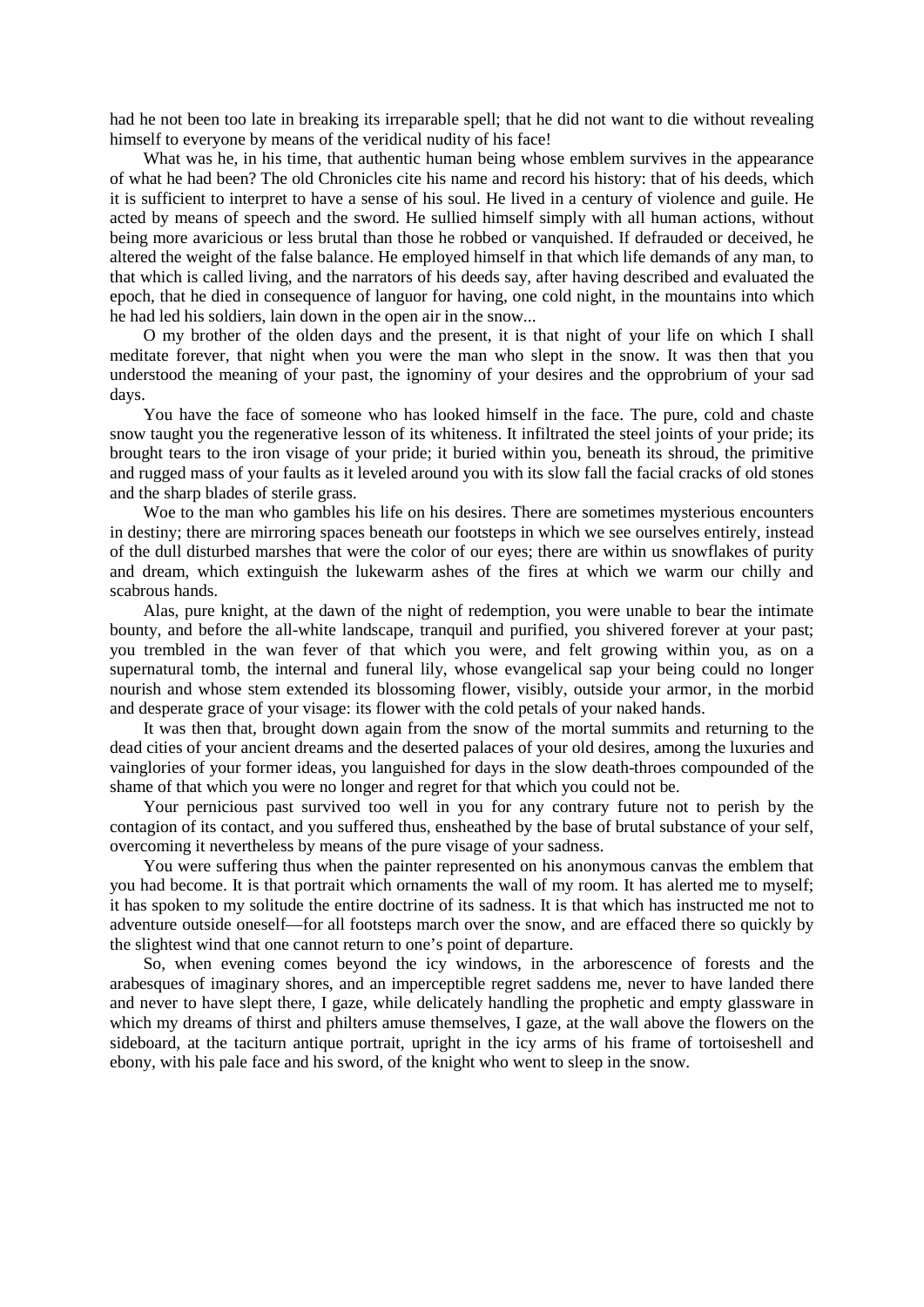had he not been too late in breaking its irreparable spell; that he did not want to die without revealing himself to everyone by means of the veridical nudity of his face!

What was he, in his time, that authentic human being whose emblem survives in the appearance of what he had been? The old Chronicles cite his name and record his history: that of his deeds, which it is sufficient to interpret to have a sense of his soul. He lived in a century of violence and guile. He acted by means of speech and the sword. He sullied himself simply with all human actions, without being more avaricious or less brutal than those he robbed or vanquished. If defrauded or deceived, he altered the weight of the false balance. He employed himself in that which life demands of any man, to that which is called living, and the narrators of his deeds say, after having described and evaluated the epoch, that he died in consequence of languor for having, one cold night, in the mountains into which he had led his soldiers, lain down in the open air in the snow...

O my brother of the olden days and the present, it is that night of your life on which I shall meditate forever, that night when you were the man who slept in the snow. It was then that you understood the meaning of your past, the ignominy of your desires and the opprobrium of your sad days.

You have the face of someone who has looked himself in the face. The pure, cold and chaste snow taught you the regenerative lesson of its whiteness. It infiltrated the steel joints of your pride; its brought tears to the iron visage of your pride; it buried within you, beneath its shroud, the primitive and rugged mass of your faults as it leveled around you with its slow fall the facial cracks of old stones and the sharp blades of sterile grass.

Woe to the man who gambles his life on his desires. There are sometimes mysterious encounters in destiny; there are mirroring spaces beneath our footsteps in which we see ourselves entirely, instead of the dull disturbed marshes that were the color of our eyes; there are within us snowflakes of purity and dream, which extinguish the lukewarm ashes of the fires at which we warm our chilly and scabrous hands.

Alas, pure knight, at the dawn of the night of redemption, you were unable to bear the intimate bounty, and before the all-white landscape, tranquil and purified, you shivered forever at your past; you trembled in the wan fever of that which you were, and felt growing within you, as on a supernatural tomb, the internal and funeral lily, whose evangelical sap your being could no longer nourish and whose stem extended its blossoming flower, visibly, outside your armor, in the morbid and desperate grace of your visage: its flower with the cold petals of your naked hands.

It was then that, brought down again from the snow of the mortal summits and returning to the dead cities of your ancient dreams and the deserted palaces of your old desires, among the luxuries and vainglories of your former ideas, you languished for days in the slow death-throes compounded of the shame of that which you were no longer and regret for that which you could not be.

Your pernicious past survived too well in you for any contrary future not to perish by the contagion of its contact, and you suffered thus, ensheathed by the base of brutal substance of your self, overcoming it nevertheless by means of the pure visage of your sadness.

You were suffering thus when the painter represented on his anonymous canvas the emblem that you had become. It is that portrait which ornaments the wall of my room. It has alerted me to myself; it has spoken to my solitude the entire doctrine of its sadness. It is that which has instructed me not to adventure outside oneself—for all footsteps march over the snow, and are effaced there so quickly by the slightest wind that one cannot return to one's point of departure.

So, when evening comes beyond the icy windows, in the arborescence of forests and the arabesques of imaginary shores, and an imperceptible regret saddens me, never to have landed there and never to have slept there, I gaze, while delicately handling the prophetic and empty glassware in which my dreams of thirst and philters amuse themselves, I gaze, at the wall above the flowers on the sideboard, at the taciturn antique portrait, upright in the icy arms of his frame of tortoiseshell and ebony, with his pale face and his sword, of the knight who went to sleep in the snow.